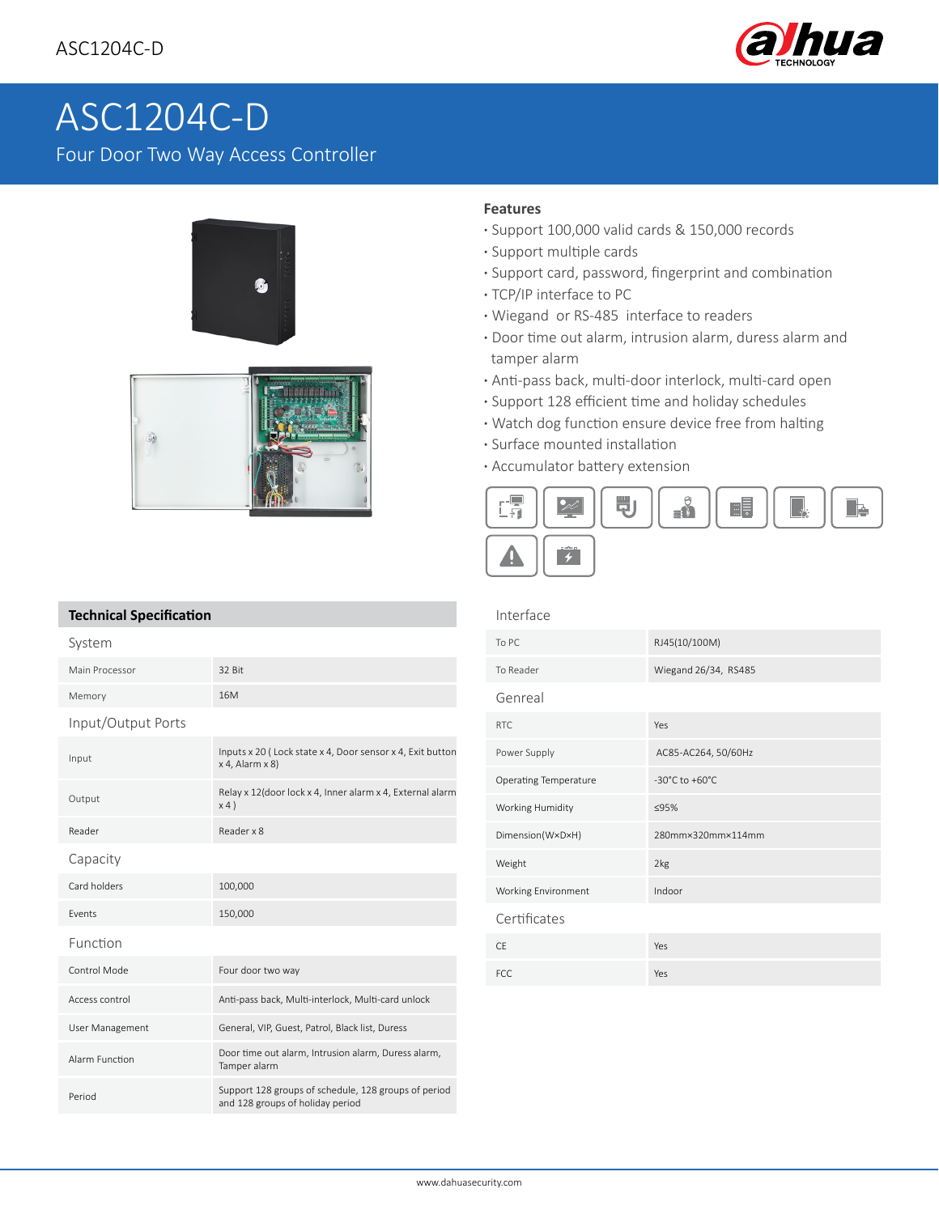# ASC1204C-D

Four Door Two Way Access Controller

### Features

- Support 100,000 valid cards & 150,000 records
- Support multiple cards
- Support card, password, fingerprint and combination
- TCP/IP interface to PC
- Wiegand or RS-485 interface to readers
- Door time out alarm, intrusion alarm, duress alarm and tamper alarm
- Anti-pass back, multi-door interlock, multi-card open
- Support 128 efficient time and holiday schedules
- Watch dog function ensure device free from halting
- Surface mounted installation
- Accumulator battery extension

## Technical Specification

| System | |
|---|---|
| Main Processor | 32 Bit |
| Memory | 16M |
| **Input/Output Ports** | |
| Input | Inputs x 20 ( Lock state x 4, Door sensor x 4, Exit button x 4, Alarm x 8) |
| Output | Relay x 12(door lock x 4, Inner alarm x 4, External alarm x 4 ) |
| Reader | Reader x 8 |
| **Capacity** | |
| Card holders | 100,000 |
| Events | 150,000 |
| **Function** | |
| Control Mode | Four door two way |
| Access control | Anti-pass back, Multi-interlock, Multi-card unlock |
| User Management | General, VIP, Guest, Patrol, Black list, Duress |
| Alarm Function | Door time out alarm, Intrusion alarm, Duress alarm, Tamper alarm |
| Period | Support 128 groups of schedule, 128 groups of period and 128 groups of holiday period |

| Interface | |
|---|---|
| To PC | RJ45(10/100M) |
| To Reader | Wiegand 26/34, RS485 |
| **Genreal** | |
| RTC | Yes |
| Power Supply | AC85-AC264, 50/60Hz |
| Operating Temperature | -30°C to +60°C |
| Working Humidity | ≤95% |
| Dimension(W×D×H) | 280mm×320mm×114mm |
| Weight | 2kg |
| Working Environment | Indoor |
| **Certificates** | |
| CE | Yes |
| FCC | Yes |

www.dahuasecurity.com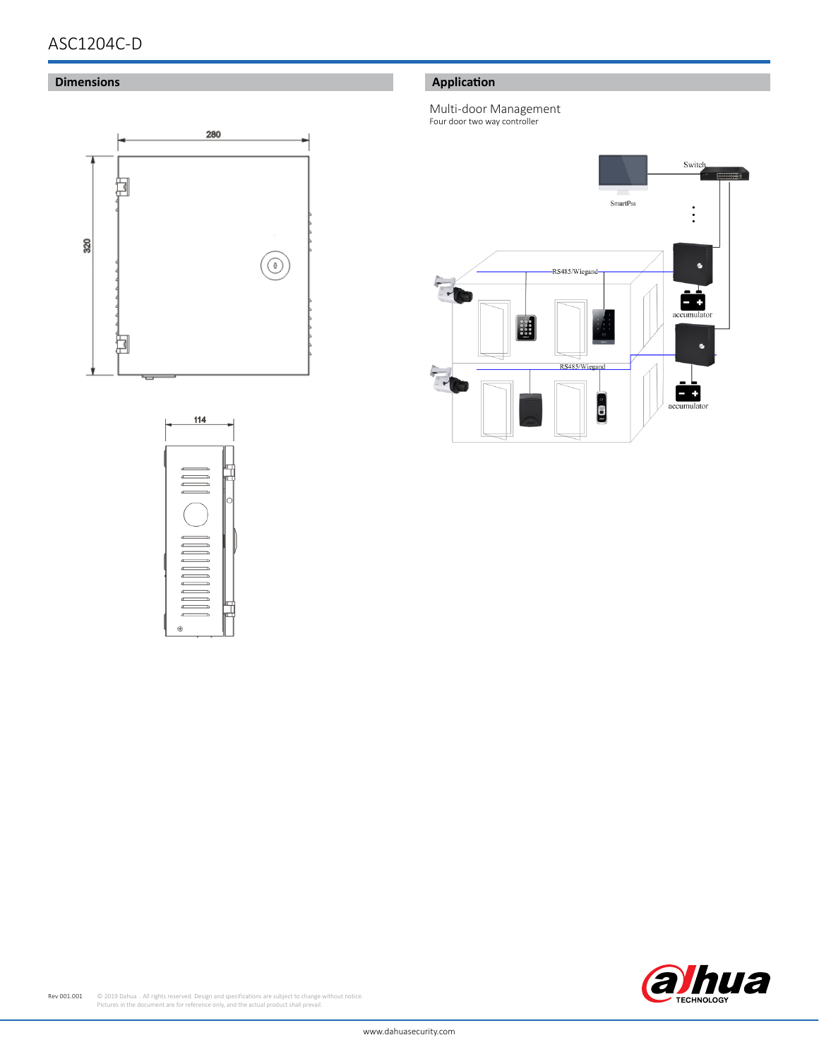ASC1204C-D

## Dimensions

280

320

114

## Application

Multi-door Management

Four door two way controller

Switch

SmartPss

RS485/Wiegand

accumulator

RS485/Wiegand

accumulator

Rev 001.001 © 2019 Dahua . All rights reserved. Design and specifications are subject to change without notice.
Pictures in the document are for reference only, and the actual product shall prevail.

www.dahuasecurity.com